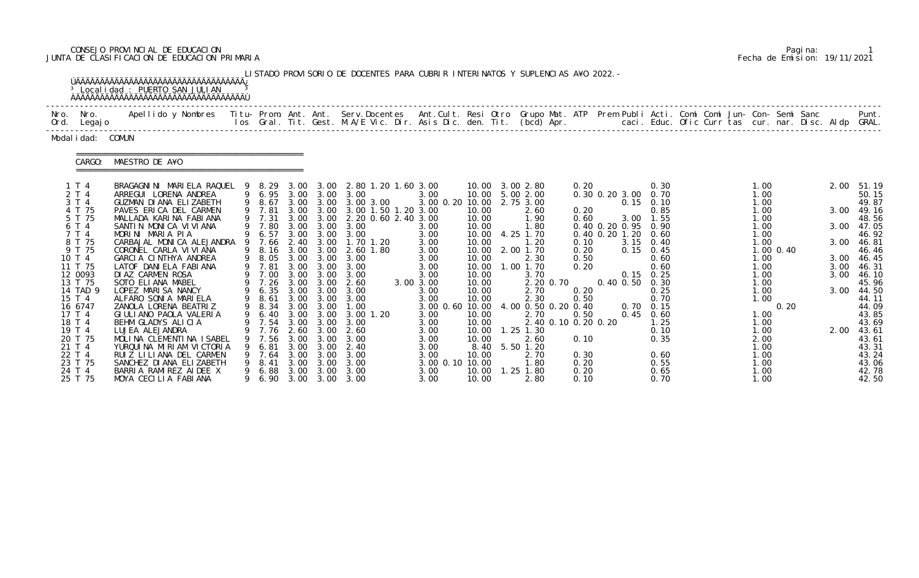CONSEJO PROVINCIAL DE EDUCACION
JUNTA DE CLASIFICACION DE EDUCACION PRIMARIA

Fecha de Emision: 19/11/2021

LISTADO PROVISORIO DE DOCENTES PARA CUBRIR INTERINATOS Y SUPLENCIAS A¥O 2022.-

Localidad : PUERTO SAN JULIAN

Modalidad: COMUN

CARGO: MAESTRO DE A¥O

| Nro. Ord. | Nro. Legajo | Apellido y Nombres | Titulos | Prom. Gral. | Ant. Tit. | Ant. Gest. | Serv.Docentes M.A/E Vic. Dir. | Ant.Cult. Asis Dic. | Resi den. | Otro Tit. | Grupo Mat. (bcd) | ATP Apr. | Prem | Publi caci. | Acti. Educ. | Comi Ofic | Comi Curr | Jun- tas | Con- cur. | Semi nar. | Sanc Disc. | Aldp | Punt. GRAL. |
|---|---|---|---|---|---|---|---|---|---|---|---|---|---|---|---|---|---|---|---|---|---|---|---|
| 1 | T 4 | BRAGAGNINI MARIELA RAQUEL | 9 | 8.29 | 3.00 | 3.00 | 2.80 1.20 1.60 | 3.00 | 10.00 | 3.00 | 2.80 | | 0.20 | | 0.30 | | | | 1.00 | | | 2.00 | 51.19 |
| 2 | T 4 | ARREGUI LORENA ANDREA | 9 | 6.95 | 3.00 | 3.00 | 3.00 | 3.00 | 10.00 | 5.00 | 2.00 | | 0.30 0.20 | 3.00 | 0.70 | | | | 1.00 | | | | 50.15 |
| 3 | T 4 | GUZMAN DIANA ELIZABETH | 9 | 8.67 | 3.00 | 3.00 | 3.00 3.00 | 3.00 0.20 | 10.00 | 2.75 | 3.00 | | | 0.15 | 0.10 | | | | 1.00 | | | | 49.87 |
| 4 | T 75 | PAVES ERICA DEL CARMEN | 9 | 7.81 | 3.00 | 3.00 | 3.00 1.50 1.20 | 3.00 | 10.00 | | 2.60 | | 0.20 | | 0.85 | | | | 1.00 | | | 3.00 | 49.16 |
| 5 | T 75 | MALLADA KARINA FABIANA | 9 | 7.31 | 3.00 | 3.00 | 2.20 0.60 2.40 | 3.00 | 10.00 | | 1.90 | | 0.60 | 3.00 | 1.55 | | | | 1.00 | | | | 48.56 |
| 6 | T 4 | SANTIN MONICA VIVIANA | 9 | 7.80 | 3.00 | 3.00 | 3.00 | 3.00 | 10.00 | | 1.80 | | 0.40 0.20 | 0.95 | 0.90 | | | | 1.00 | | | 3.00 | 47.05 |
| 7 | T 4 | MORINI MARIA PIA | 9 | 6.57 | 3.00 | 3.00 | 3.00 | 3.00 | 10.00 | 4.25 | 1.70 | | 0.40 0.20 | 1.20 | 0.60 | | | | 1.00 | | | | 46.92 |
| 8 | T 75 | CARBAJAL MONICA ALEJANDRA | 9 | 7.66 | 2.40 | 3.00 | 1.70 1.20 | 3.00 | 10.00 | | 1.20 | | 0.10 | 3.15 | 0.40 | | | | 1.00 | | | 3.00 | 46.81 |
| 9 | T 75 | CORONEL CARLA VIVIANA | 9 | 8.16 | 3.00 | 3.00 | 2.60 1.80 | 3.00 | 10.00 | 2.00 | 1.70 | | 0.20 | 0.15 | 0.45 | | | | 1.00 | 0.40 | | | 46.46 |
| 10 | T 4 | GARCIA CINTHYA ANDREA | 9 | 8.05 | 3.00 | 3.00 | 3.00 | 3.00 | 10.00 | | 2.30 | | 0.50 | | 0.60 | | | | 1.00 | | | 3.00 | 46.45 |
| 11 | T 75 | LATOF DANIELA FABIANA | 9 | 7.81 | 3.00 | 3.00 | 3.00 | 3.00 | 10.00 | 1.00 | 1.70 | | 0.20 | | 0.60 | | | | 1.00 | | | 3.00 | 46.31 |
| 12 | 0093 | DIAZ CARMEN ROSA | 9 | 7.00 | 3.00 | 3.00 | 3.00 | 3.00 | 10.00 | | 3.70 | | | 0.15 | 0.25 | | | | 1.00 | | | 3.00 | 46.10 |
| 13 | T 75 | SOTO ELIANA MABEL | 9 | 7.26 | 3.00 | 3.00 | 2.60 | 3.00 3.00 | 10.00 | | 2.20 | 0.70 | 0.40 | 0.50 | 0.30 | | | | 1.00 | | | | 45.96 |
| 14 | TAD 9 | LOPEZ MARISA NANCY | 9 | 6.35 | 3.00 | 3.00 | 3.00 | 3.00 | 10.00 | | 2.70 | | 0.20 | | 0.25 | | | | 1.00 | | | 3.00 | 44.50 |
| 15 | T 4 | ALFARO SONIA MARIELA | 9 | 8.61 | 3.00 | 3.00 | 3.00 | 3.00 | 10.00 | | 2.30 | | 0.50 | | 0.70 | | | | 1.00 | | | | 44.11 |
| 16 | 6747 | ZANOLA LORENA BEATRIZ | 9 | 8.34 | 3.00 | 3.00 | 1.00 | 3.00 0.60 | 10.00 | 4.00 | 0.50 | 0.20 | 0.40 | 0.70 | 0.15 | | | | | 0.20 | | | 44.09 |
| 17 | T 4 | GIULIANO PAOLA VALERIA | 9 | 6.40 | 3.00 | 3.00 | 3.00 1.20 | 3.00 | 10.00 | | 2.70 | | 0.50 | 0.45 | 0.60 | | | | 1.00 | | | | 43.85 |
| 18 | T 4 | BEHM GLADYS ALICIA | 9 | 7.54 | 3.00 | 3.00 | 3.00 | 3.00 | 10.00 | | 2.40 | 0.10 | 0.20 0.20 | | 1.25 | | | | 1.00 | | | | 43.69 |
| 19 | T 4 | LUJEA ALEJANDRA | 9 | 7.76 | 2.60 | 3.00 | 2.60 | 3.00 | 10.00 | 1.25 | 1.30 | | | | 0.10 | | | | 1.00 | | | 2.00 | 43.61 |
| 20 | T 75 | MOLINA CLEMENTINA ISABEL | 9 | 7.56 | 3.00 | 3.00 | 3.00 | 3.00 | 10.00 | | 2.60 | | 0.10 | | 0.35 | | | | 2.00 | | | | 43.61 |
| 21 | T 4 | YURQUINA MIRIAM VICTORIA | 9 | 6.81 | 3.00 | 3.00 | 2.40 | 3.00 | 8.40 | 5.50 | 1.20 | | | | | | | | 1.00 | | | | 43.31 |
| 22 | T 4 | RUIZ LILIANA DEL CARMEN | 9 | 7.64 | 3.00 | 3.00 | 3.00 | 3.00 | 10.00 | | 2.70 | | 0.30 | | 0.60 | | | | 1.00 | | | | 43.24 |
| 23 | T 75 | SANCHEZ DIANA ELIZABETH | 9 | 8.41 | 3.00 | 3.00 | 3.00 | 3.00 0.10 | 10.00 | | 1.80 | | 0.20 | | 0.55 | | | | 1.00 | | | | 43.06 |
| 24 | T 4 | BARRIA RAMIREZ AIDEE X | 9 | 6.88 | 3.00 | 3.00 | 3.00 | 3.00 | 10.00 | 1.25 | 1.80 | | 0.20 | | 0.65 | | | | 1.00 | | | | 42.78 |
| 25 | T 75 | MOYA CECILIA FABIANA | 9 | 6.90 | 3.00 | 3.00 | 3.00 | 3.00 | 10.00 | | 2.80 | | 0.10 | | 0.70 | | | | 1.00 | | | | 42.50 |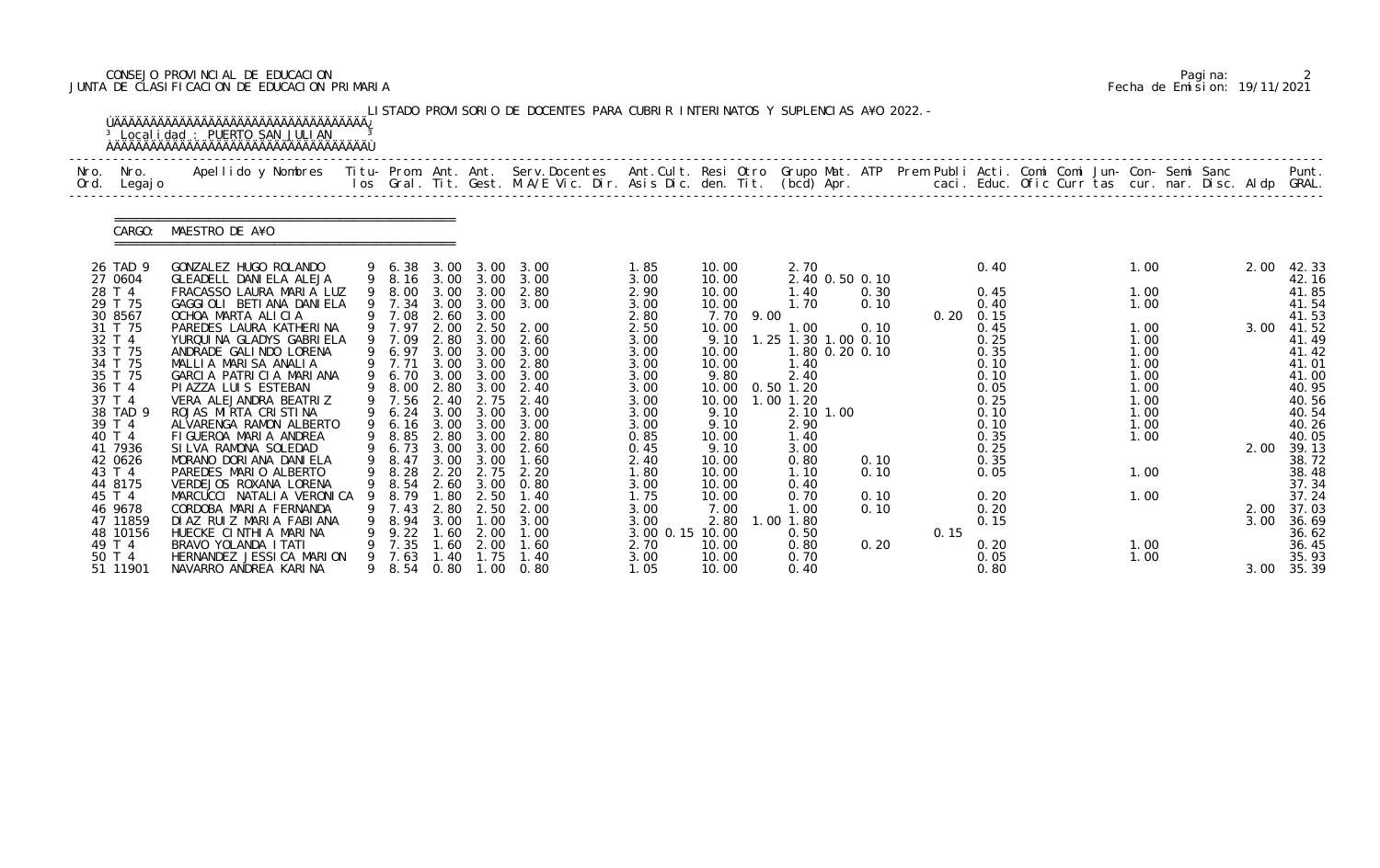CONSEJO PROVINCIAL DE EDUCACION
JUNTA DE CLASIFICACION DE EDUCACION PRIMARIA

Fecha de Emision: 19/11/2021

LISTADO PROVISORIO DE DOCENTES PARA CUBRIR INTERINATOS Y SUPLENCIAS A¥O 2022.-

Localidad : PUERTO SAN JULIAN

CARGO: MAESTRO DE A¥O

| Nro. Ord. | Nro. Legajo | Apellido y Nombres | Titu- los | Prom. Gral. | Ant. Tit. | Ant. Gest. | Serv.Docentes M.A/E Vic. Dir. | Ant.Cult. Asis Dic. | Resi den. | Otro Tit. | Grupo Mat. (bcd) | ATP Apr. | Prem | Publi caci. | Acti. Educ. | Comi Ofic | Comi Curr | Jun- tas | Con- cur. | Semi nar. | Sanc Disc. | Aldp | Punt. GRAL. |
|---|---|---|---|---|---|---|---|---|---|---|---|---|---|---|---|---|---|---|---|---|---|---|---|
| 26 | TAD 9 | GONZALEZ HUGO ROLANDO | 9 | 6.38 | 3.00 | 3.00 | 3.00 | 1.85 | 10.00 | | 2.70 | | | | 0.40 | | | | 1.00 | | | 2.00 | 42.33 |
| 27 | 0604 | GLEADELL DANIELA ALEJA | 9 | 8.16 | 3.00 | 3.00 | 3.00 | 3.00 | 10.00 | | 2.40 0.50 | 0.10 | | | | | | | | | | | 42.16 |
| 28 | T 4 | FRACASSO LAURA MARIA LUZ | 9 | 8.00 | 3.00 | 3.00 | 2.80 | 2.90 | 10.00 | | 1.40 | 0.30 | | | 0.45 | | | | 1.00 | | | | 41.85 |
| 29 | T 75 | GAGGIOLI BETIANA DANIELA | 9 | 7.34 | 3.00 | 3.00 | 3.00 | 3.00 | 10.00 | | 1.70 | 0.10 | | | 0.40 | | | | 1.00 | | | | 41.54 |
| 30 | 8567 | OCHOA MARTA ALICIA | 9 | 7.08 | 2.60 | 3.00 | | 2.80 | 7.70 | 9.00 | | | | 0.20 | 0.15 | | | | | | | | 41.53 |
| 31 | T 75 | PAREDES LAURA KATHERINA | 9 | 7.97 | 2.00 | 2.50 | 2.00 | 2.50 | 10.00 | | 1.00 | 0.10 | | | 0.45 | | | | 1.00 | | | 3.00 | 41.52 |
| 32 | T 4 | YURQUINA GLADYS GABRIELA | 9 | 7.09 | 2.80 | 3.00 | 2.60 | 3.00 | 9.10 | 1.25 | 1.30 1.00 | 0.10 | | | 0.25 | | | | 1.00 | | | | 41.49 |
| 33 | T 75 | ANDRADE GALINDO LORENA | 9 | 6.97 | 3.00 | 3.00 | 3.00 | 3.00 | 10.00 | | 1.80 0.20 | 0.10 | | | 0.35 | | | | 1.00 | | | | 41.42 |
| 34 | T 75 | MALLIA MARISA ANALIA | 9 | 7.71 | 3.00 | 3.00 | 2.80 | 3.00 | 10.00 | | 1.40 | | | | 0.10 | | | | 1.00 | | | | 41.01 |
| 35 | T 75 | GARCIA PATRICIA MARIANA | 9 | 6.70 | 3.00 | 3.00 | 3.00 | 3.00 | 9.80 | | 2.40 | | | | 0.10 | | | | 1.00 | | | | 41.00 |
| 36 | T 4 | PIAZZA LUIS ESTEBAN | 9 | 8.00 | 2.80 | 3.00 | 2.40 | 3.00 | 10.00 | 0.50 | 1.20 | | | | 0.05 | | | | 1.00 | | | | 40.95 |
| 37 | T 4 | VERA ALEJANDRA BEATRIZ | 9 | 7.56 | 2.40 | 2.75 | 2.40 | 3.00 | 10.00 | 1.00 | 1.20 | | | | 0.25 | | | | 1.00 | | | | 40.56 |
| 38 | TAD 9 | ROJAS MIRTA CRISTINA | 9 | 6.24 | 3.00 | 3.00 | 3.00 | 3.00 | 9.10 | | 2.10 1.00 | | | | 0.10 | | | | 1.00 | | | | 40.54 |
| 39 | T 4 | ALVARENGA RAMON ALBERTO | 9 | 6.16 | 3.00 | 3.00 | 3.00 | 3.00 | 9.10 | | 2.90 | | | | 0.10 | | | | 1.00 | | | | 40.26 |
| 40 | T 4 | FIGUEROA MARIA ANDREA | 9 | 8.85 | 2.80 | 3.00 | 2.80 | 0.85 | 10.00 | | 1.40 | | | | 0.35 | | | | 1.00 | | | | 40.05 |
| 41 | 7936 | SILVA RAMONA SOLEDAD | 9 | 6.73 | 3.00 | 3.00 | 2.60 | 0.45 | 9.10 | | 3.00 | | | | 0.25 | | | | | | | 2.00 | 39.13 |
| 42 | 0626 | MORANO DORIANA DANIELA | 9 | 8.47 | 3.00 | 3.00 | 1.60 | 2.40 | 10.00 | | 0.80 | 0.10 | | | 0.35 | | | | | | | | 38.72 |
| 43 | T 4 | PAREDES MARIO ALBERTO | 9 | 8.28 | 2.20 | 2.75 | 2.20 | 1.80 | 10.00 | | 1.10 | 0.10 | | | 0.05 | | | | 1.00 | | | | 38.48 |
| 44 | 8175 | VERDEJOS ROXANA LORENA | 9 | 8.54 | 2.60 | 3.00 | 0.80 | 3.00 | 10.00 | | 0.40 | | | | | | | | | | | | 37.34 |
| 45 | T 4 | MARCUCCI NATALIA VERONICA | 9 | 8.79 | 1.80 | 2.50 | 1.40 | 1.75 | 10.00 | | 0.70 | 0.10 | | | 0.20 | | | | 1.00 | | | | 37.24 |
| 46 | 9678 | CORDOBA MARIA FERNANDA | 9 | 7.43 | 2.80 | 2.50 | 2.00 | 3.00 | 7.00 | | 1.00 | 0.10 | | | 0.20 | | | | | | | 2.00 | 37.03 |
| 47 | 11859 | DIAZ RUIZ MARIA FABIANA | 9 | 8.94 | 3.00 | 1.00 | 3.00 | 3.00 | 2.80 | 1.00 | 1.80 | | | | 0.15 | | | | | | | 3.00 | 36.69 |
| 48 | 10156 | HUECKE CINTHIA MARINA | 9 | 9.22 | 1.60 | 2.00 | 1.00 | 3.00 0.15 | 10.00 | | 0.50 | | | 0.15 | | | | | | | | | 36.62 |
| 49 | T 4 | BRAVO YOLANDA ITATI | 9 | 7.35 | 1.60 | 2.00 | 1.60 | 2.70 | 10.00 | | 0.80 | 0.20 | | | 0.20 | | | | 1.00 | | | | 36.45 |
| 50 | T 4 | HERNANDEZ JESSICA MARION | 9 | 7.63 | 1.40 | 1.75 | 1.40 | 3.00 | 10.00 | | 0.70 | | | | 0.05 | | | | 1.00 | | | | 35.93 |
| 51 | 11901 | NAVARRO ANDREA KARINA | 9 | 8.54 | 0.80 | 1.00 | 0.80 | 1.05 | 10.00 | | 0.40 | | | | 0.80 | | | | | | | 3.00 | 35.39 |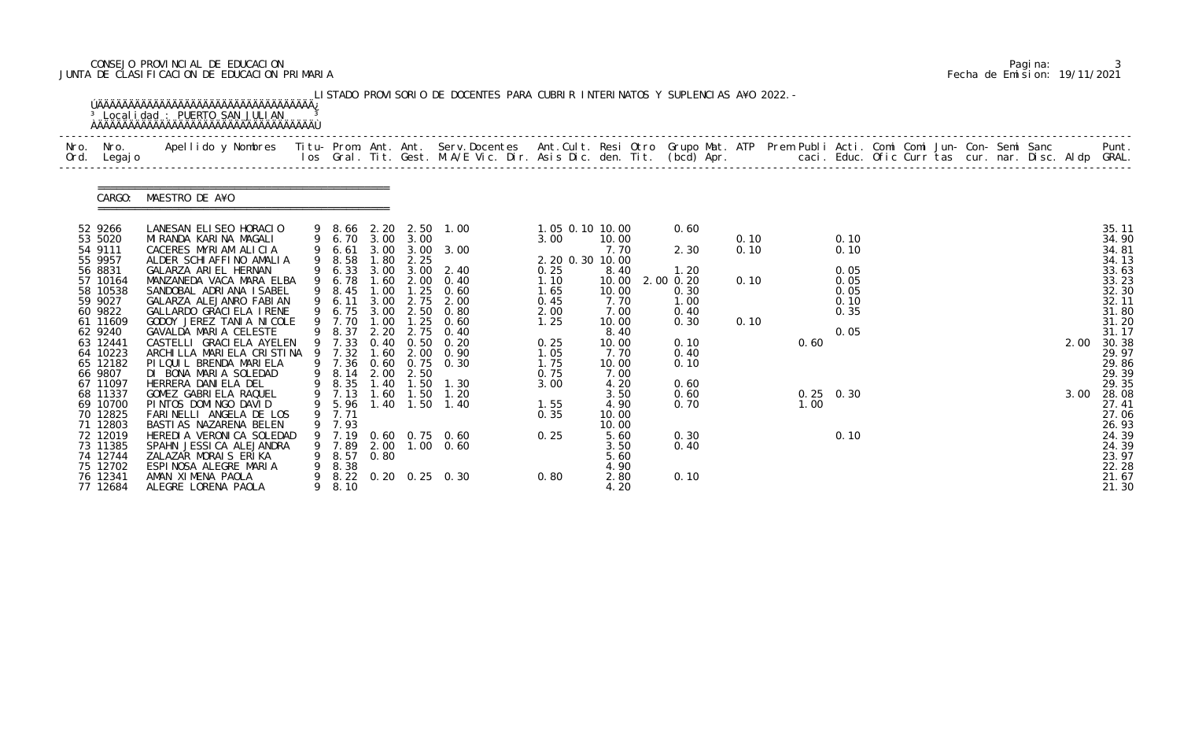CONSEJO PROVINCIAL DE EDUCACION
JUNTA DE CLASIFICACION DE EDUCACION PRIMARIA

Fecha de Emision: 19/11/2021

LISTADO PROVISORIO DE DOCENTES PARA CUBRIR INTERINATOS Y SUPLENCIAS A¥O 2022.-

Localidad : PUERTO SAN JULIAN

CARGO: MAESTRO DE A¥O

| Nro. Ord. | Nro. Legajo | Apellido y Nombres | Titu- los | Prom. Gral. | Ant. Tit. | Ant. Gest. | Serv.Docentes M.A/E Vic. Dir. | Ant.Cult. Asis Dic. | Resi den. | Otro Tit. | Grupo Mat. (bcd) | ATP Apr. | Prem Publi caci. | Acti. Educ. | Comi Ofic | Comi Curr | Jun- tas | Con- cur. | Semi nar. | Sanc Disc. | Aldp | Punt. GRAL. |
|---|---|---|---|---|---|---|---|---|---|---|---|---|---|---|---|---|---|---|---|---|---|---|
| 52 | 9266 | LANESAN ELISEO HORACIO | 9 | 8.66 | 2.20 | 2.50 | 1.00 | 1.05 0.10 | 10.00 | | 0.60 | | | | | | | | | | | 35.11 |
| 53 | 5020 | MIRANDA KARINA MAGALI | 9 | 6.70 | 3.00 | 3.00 | | 3.00 | 10.00 | | | 0.10 | | 0.10 | | | | | | | | 34.90 |
| 54 | 9111 | CACERES MYRIAM ALICIA | 9 | 6.61 | 3.00 | 3.00 | 3.00 | | 7.70 | | 2.30 | 0.10 | | 0.10 | | | | | | | | 34.81 |
| 55 | 9957 | ALDER SCHIAFFINO AMALIA | 9 | 8.58 | 1.80 | 2.25 | | 2.20 0.30 | 10.00 | | | | | | | | | | | | | 34.13 |
| 56 | 8831 | GALARZA ARIEL HERNAN | 9 | 6.33 | 3.00 | 3.00 | 2.40 | 0.25 | 8.40 | | 1.20 | | | 0.05 | | | | | | | | 33.63 |
| 57 | 10164 | MANZANEDA VACA MARA ELBA | 9 | 6.78 | 1.60 | 2.00 | 0.40 | 1.10 | 10.00 | 2.00 | 0.20 | 0.10 | | 0.05 | | | | | | | | 33.23 |
| 58 | 10538 | SANDOBAL ADRIANA ISABEL | 9 | 8.45 | 1.00 | 1.25 | 0.60 | 1.65 | 10.00 | | 0.30 | | | 0.05 | | | | | | | | 32.30 |
| 59 | 9027 | GALARZA ALEJANRO FABIAN | 9 | 6.11 | 3.00 | 2.75 | 2.00 | 0.45 | 7.70 | | 1.00 | | | 0.10 | | | | | | | | 32.11 |
| 60 | 9822 | GALLARDO GRACIELA IRENE | 9 | 6.75 | 3.00 | 2.50 | 0.80 | 2.00 | 7.00 | | 0.40 | | | 0.35 | | | | | | | | 31.80 |
| 61 | 11609 | GODOY JEREZ TANIA NICOLE | 9 | 7.70 | 1.00 | 1.25 | 0.60 | 1.25 | 10.00 | | 0.30 | 0.10 | | | | | | | | | | 31.20 |
| 62 | 9240 | GAVALDA MARIA CELESTE | 9 | 8.37 | 2.20 | 2.75 | 0.40 | | 8.40 | | | | | 0.05 | | | | | | | | 31.17 |
| 63 | 12441 | CASTELLI GRACIELA AYELEN | 9 | 7.33 | 0.40 | 0.50 | 0.20 | 0.25 | 10.00 | | 0.10 | | 0.60 | | | | | | | | 2.00 | 30.38 |
| 64 | 10223 | ARCHILLA MARIELA CRISTINA | 9 | 7.32 | 1.60 | 2.00 | 0.90 | 1.05 | 7.70 | | 0.40 | | | | | | | | | | | 29.97 |
| 65 | 12182 | PILQUIL BRENDA MARIELA | 9 | 7.36 | 0.60 | 0.75 | 0.30 | 1.75 | 10.00 | | 0.10 | | | | | | | | | | | 29.86 |
| 66 | 9807 | DI BONA MARIA SOLEDAD | 9 | 8.14 | 2.00 | 2.50 | | 0.75 | 7.00 | | | | | | | | | | | | | 29.39 |
| 67 | 11097 | HERRERA DANIELA DEL | 9 | 8.35 | 1.40 | 1.50 | 1.30 | 3.00 | 4.20 | | 0.60 | | | | | | | | | | | 29.35 |
| 68 | 11337 | GOMEZ GABRIELA RAQUEL | 9 | 7.13 | 1.60 | 1.50 | 1.20 | | 3.50 | | 0.60 | | 0.25 | 0.30 | | | | | | | 3.00 | 28.08 |
| 69 | 10700 | PINTOS DOMINGO DAVID | 9 | 5.96 | 1.40 | 1.50 | 1.40 | 1.55 | 4.90 | | 0.70 | | 1.00 | | | | | | | | | 27.41 |
| 70 | 12825 | FARINELLI ANGELA DE LOS | 9 | 7.71 | | | | 0.35 | 10.00 | | | | | | | | | | | | | 27.06 |
| 71 | 12803 | BASTIAS NAZARENA BELEN | 9 | 7.93 | | | | | 10.00 | | | | | | | | | | | | | 26.93 |
| 72 | 12019 | HEREDIA VERONICA SOLEDAD | 9 | 7.19 | 0.60 | 0.75 | 0.60 | 0.25 | 5.60 | | 0.30 | | | 0.10 | | | | | | | | 24.39 |
| 73 | 11385 | SPAHN JESSICA ALEJANDRA | 9 | 7.89 | 2.00 | 1.00 | 0.60 | | 3.50 | | 0.40 | | | | | | | | | | | 24.39 |
| 74 | 12744 | ZALAZAR MORAIS ERIKA | 9 | 8.57 | 0.80 | | | | 5.60 | | | | | | | | | | | | | 23.97 |
| 75 | 12702 | ESPINOSA ALEGRE MARIA | 9 | 8.38 | | | | | 4.90 | | | | | | | | | | | | | 22.28 |
| 76 | 12341 | AMAN XIMENA PAOLA | 9 | 8.22 | 0.20 | 0.25 | 0.30 | 0.80 | 2.80 | | 0.10 | | | | | | | | | | | 21.67 |
| 77 | 12684 | ALEGRE LORENA PAOLA | 9 | 8.10 | | | | | 4.20 | | | | | | | | | | | | | 21.30 |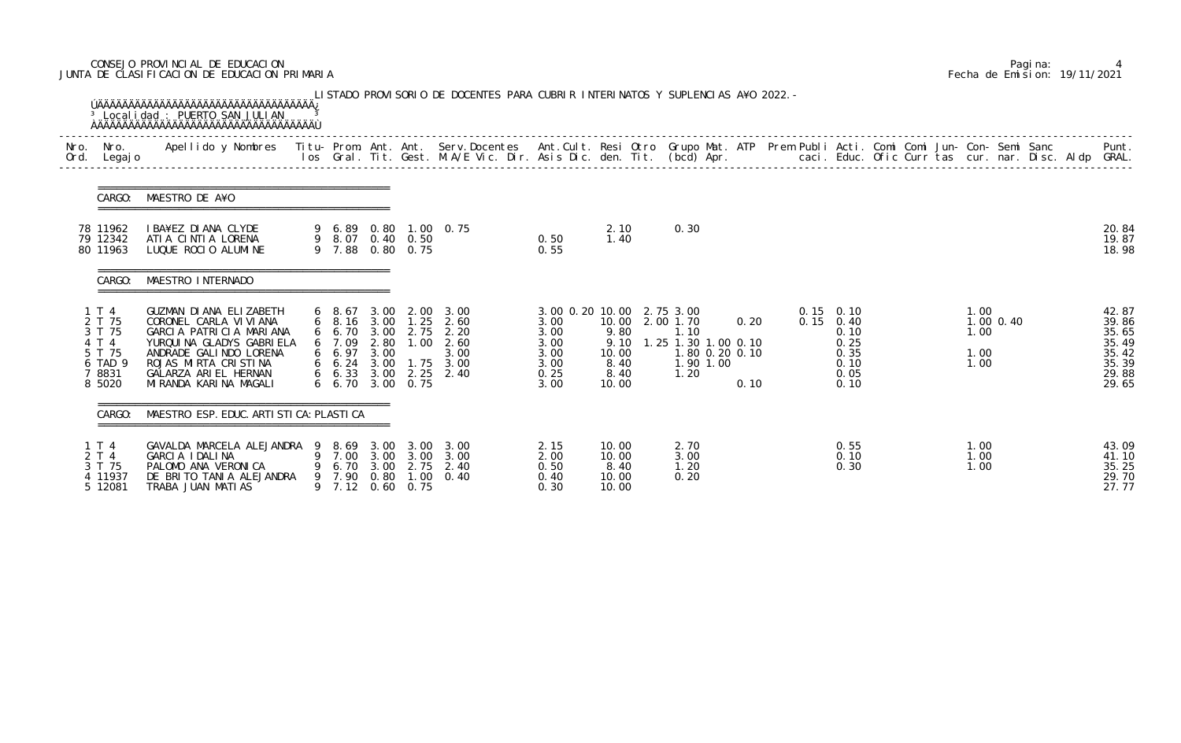CONSEJO PROVINCIAL DE EDUCACION
JUNTA DE CLASIFICACION DE EDUCACION PRIMARIA

Fecha de Emision: 19/11/2021

LISTADO PROVISORIO DE DOCENTES PARA CUBRIR INTERINATOS Y SUPLENCIAS A¥O 2022.-

Localidad : PUERTO SAN JULIAN

| Nro. Ord. | Nro. Legajo | Apellido y Nombres | Titu-los | Prom. Gral. | Ant. Tit. | Ant. Gest. | Serv.Docentes M.A/E Vic. Dir. | Ant.Cult. Asis Dic. | Resi den. | Otro Tit. | Grupo Mat. (bcd) | ATP Apr. | Prem | Publi caci. | Acti. Educ. | Comi Ofic | Comi Curr | Jun-tas | Con-cur. | Semi nar. | Sanc Disc. | Aldp | Punt. GRAL. |
|---|---|---|---|---|---|---|---|---|---|---|---|---|---|---|---|---|---|---|---|---|---|---|---|
| **CARGO: MAESTRO DE A¥O** | | | | | | | | | | | | | | | | | | | | | | | |
| 78 | 11962 | IBA¥EZ DIANA CLYDE | 9 | 6.89 | 0.80 | 1.00 | 0.75 | | 2.10 | | 0.30 | | | | | | | | | | | | 20.84 |
| 79 | 12342 | ATIA CINTIA LORENA | 9 | 8.07 | 0.40 | 0.50 | | 0.50 | 1.40 | | | | | | | | | | | | | | 19.87 |
| 80 | 11963 | LUQUE ROCIO ALUMINE | 9 | 7.88 | 0.80 | 0.75 | | 0.55 | | | | | | | | | | | | | | | 18.98 |
| **CARGO: MAESTRO INTERNADO** | | | | | | | | | | | | | | | | | | | | | | | |
| 1 | T 4 | GUZMAN DIANA ELIZABETH | 6 | 8.67 | 3.00 | 2.00 | 3.00 | 3.00 0.20 | 10.00 | 2.75 | 3.00 | | | 0.15 | 0.10 | | | | 1.00 | | | | 42.87 |
| 2 | T 75 | CORONEL CARLA VIVIANA | 6 | 8.16 | 3.00 | 1.25 | 2.60 | 3.00 | 10.00 | 2.00 | 1.70 | 0.20 | | 0.15 | 0.40 | | | | 1.00 | 0.40 | | | 39.86 |
| 3 | T 75 | GARCIA PATRICIA MARIANA | 6 | 6.70 | 3.00 | 2.75 | 2.20 | 3.00 | 9.80 | | 1.10 | | | | 0.10 | | | | 1.00 | | | | 35.65 |
| 4 | T 4 | YURQUINA GLADYS GABRIELA | 6 | 7.09 | 2.80 | 1.00 | 2.60 | 3.00 | 9.10 | 1.25 | 1.30 1.00 | 0.10 | | | 0.25 | | | | | | | | 35.49 |
| 5 | T 75 | ANDRADE GALINDO LORENA | 6 | 6.97 | 3.00 | | 3.00 | 3.00 | 10.00 | | 1.80 0.20 | 0.10 | | | 0.35 | | | | 1.00 | | | | 35.42 |
| 6 | TAD 9 | ROJAS MIRTA CRISTINA | 6 | 6.24 | 3.00 | 1.75 | 3.00 | 3.00 | 8.40 | | 1.90 1.00 | | | | 0.10 | | | | 1.00 | | | | 35.39 |
| 7 | 8831 | GALARZA ARIEL HERNAN | 6 | 6.33 | 3.00 | 2.25 | 2.40 | 0.25 | 8.40 | | 1.20 | | | | 0.05 | | | | | | | | 29.88 |
| 8 | 5020 | MIRANDA KARINA MAGALI | 6 | 6.70 | 3.00 | 0.75 | | 3.00 | 10.00 | | | 0.10 | | | 0.10 | | | | | | | | 29.65 |
| **CARGO: MAESTRO ESP. EDUC. ARTISTICA: PLASTICA** | | | | | | | | | | | | | | | | | | | | | | | |
| 1 | T 4 | GAVALDA MARCELA ALEJANDRA | 9 | 8.69 | 3.00 | 3.00 | 3.00 | 2.15 | 10.00 | | 2.70 | | | | 0.55 | | | | 1.00 | | | | 43.09 |
| 2 | T 4 | GARCIA IDALINA | 9 | 7.00 | 3.00 | 3.00 | 3.00 | 2.00 | 10.00 | | 3.00 | | | | 0.10 | | | | 1.00 | | | | 41.10 |
| 3 | T 75 | PALOMO ANA VERONICA | 9 | 6.70 | 3.00 | 2.75 | 2.40 | 0.50 | 8.40 | | 1.20 | | | | 0.30 | | | | 1.00 | | | | 35.25 |
| 4 | 11937 | DE BRITO TANIA ALEJANDRA | 9 | 7.90 | 0.80 | 1.00 | 0.40 | 0.40 | 10.00 | | 0.20 | | | | | | | | | | | | 29.70 |
| 5 | 12081 | TRABA JUAN MATIAS | 9 | 7.12 | 0.60 | 0.75 | | 0.30 | 10.00 | | | | | | | | | | | | | | 27.77 |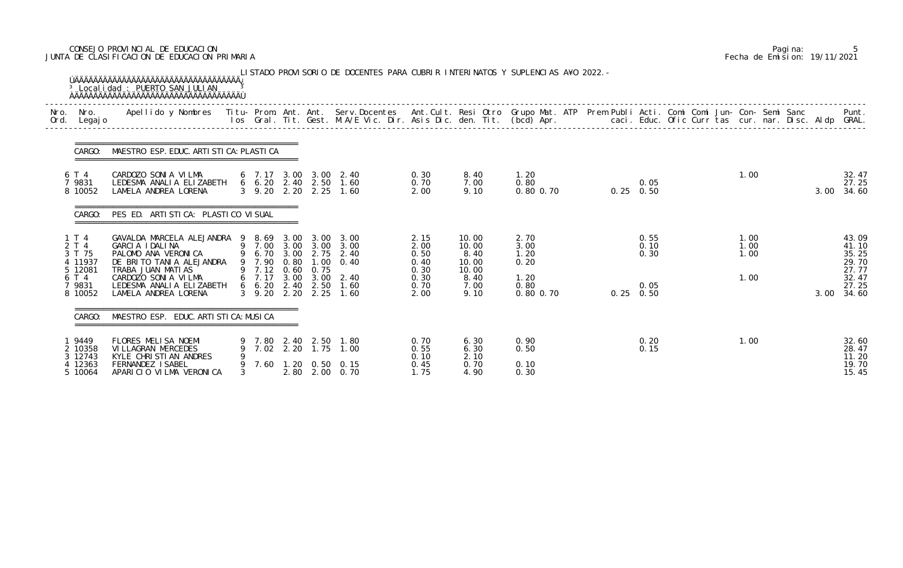CONSEJO PROVINCIAL DE EDUCACION
JUNTA DE CLASIFICACION DE EDUCACION PRIMARIA

Pagina: 5
Fecha de Emision: 19/11/2021

LISTADO PROVISORIO DE DOCENTES PARA CUBRIR INTERINATOS Y SUPLENCIAS A¥O 2022.-

Localidad : PUERTO SAN JULIAN

| Nro. Ord. | Nro. Legajo | Apellido y Nombres | Titu-los | Prom. Gral. | Ant. Tit. | Ant. Gest. | Serv.Docentes M.A/E Vic. Dir. | Ant.Cult. Asis Dic. | Resi den. | Otro Tit. | Grupo Mat. (bcd) | ATP Apr. | Prem Publi caci. | Acti. Educ. | Comi Ofic | Comi Curr | Jun-tas | Con-cur. | Semi nar. | Sanc Disc. | Aldp | Punt. GRAL. |
|---|---|---|---|---|---|---|---|---|---|---|---|---|---|---|---|---|---|---|---|---|---|---|
| **CARGO: MAESTRO ESP. EDUC. ARTISTICA: PLASTICA** | | | | | | | | | | | | | | | | | | | | | | |
| 6 | T 4 | CARDOZO SONIA VILMA | 6 | 7.17 | 3.00 | 3.00 | 2.40 | 0.30 | 8.40 | | 1.20 | | | | | | | 1.00 | | | | 32.47 |
| 7 | 9831 | LEDESMA ANALIA ELIZABETH | 6 | 6.20 | 2.40 | 2.50 | 1.60 | 0.70 | 7.00 | | 0.80 | | | 0.05 | | | | | | | | 27.25 |
| 8 | 10052 | LAMELA ANDREA LORENA | 3 | 9.20 | 2.20 | 2.25 | 1.60 | 2.00 | 9.10 | | 0.80 | 0.70 | 0.25 | 0.50 | | | | | | | 3.00 | 34.60 |
| **CARGO: PES ED. ARTISTICA: PLASTICO VISUAL** | | | | | | | | | | | | | | | | | | | | | | |
| 1 | T 4 | GAVALDA MARCELA ALEJANDRA | 9 | 8.69 | 3.00 | 3.00 | 3.00 | 2.15 | 10.00 | | 2.70 | | | 0.55 | | | | 1.00 | | | | 43.09 |
| 2 | T 4 | GARCIA IDALINA | 9 | 7.00 | 3.00 | 3.00 | 3.00 | 2.00 | 10.00 | | 3.00 | | | 0.10 | | | | 1.00 | | | | 41.10 |
| 3 | T 75 | PALOMO ANA VERONICA | 9 | 6.70 | 3.00 | 2.75 | 2.40 | 0.50 | 8.40 | | 1.20 | | | 0.30 | | | | 1.00 | | | | 35.25 |
| 4 | 11937 | DE BRITO TANIA ALEJANDRA | 9 | 7.90 | 0.80 | 1.00 | 0.40 | 0.40 | 10.00 | | 0.20 | | | | | | | | | | | 29.70 |
| 5 | 12081 | TRABA JUAN MATIAS | 9 | 7.12 | 0.60 | 0.75 | | 0.30 | 10.00 | | | | | | | | | | | | | 27.77 |
| 6 | T 4 | CARDOZO SONIA VILMA | 6 | 7.17 | 3.00 | 3.00 | 2.40 | 0.30 | 8.40 | | 1.20 | | | | | | | 1.00 | | | | 32.47 |
| 7 | 9831 | LEDESMA ANALIA ELIZABETH | 6 | 6.20 | 2.40 | 2.50 | 1.60 | 0.70 | 7.00 | | 0.80 | | | 0.05 | | | | | | | | 27.25 |
| 8 | 10052 | LAMELA ANDREA LORENA | 3 | 9.20 | 2.20 | 2.25 | 1.60 | 2.00 | 9.10 | | 0.80 | 0.70 | 0.25 | 0.50 | | | | | | | 3.00 | 34.60 |
| **CARGO: MAESTRO ESP. EDUC. ARTISTICA: MUSICA** | | | | | | | | | | | | | | | | | | | | | | |
| 1 | 9449 | FLORES MELISA NOEMI | 9 | 7.80 | 2.40 | 2.50 | 1.80 | 0.70 | 6.30 | | 0.90 | | | 0.20 | | | | 1.00 | | | | 32.60 |
| 2 | 10358 | VILLAGRAN MERCEDES | 9 | 7.02 | 2.20 | 1.75 | 1.00 | 0.55 | 6.30 | | 0.50 | | | 0.15 | | | | | | | | 28.47 |
| 3 | 12743 | KYLE CHRISTIAN ANDRES | 9 | | | | | 0.10 | 2.10 | | | | | | | | | | | | | 11.20 |
| 4 | 12363 | FERNANDEZ ISABEL | 9 | 7.60 | 1.20 | 0.50 | 0.15 | 0.45 | 0.70 | | 0.10 | | | | | | | | | | | 19.70 |
| 5 | 10064 | APARICIO VILMA VERONICA | 3 | | 2.80 | 2.00 | 0.70 | 1.75 | 4.90 | | 0.30 | | | | | | | | | | | 15.45 |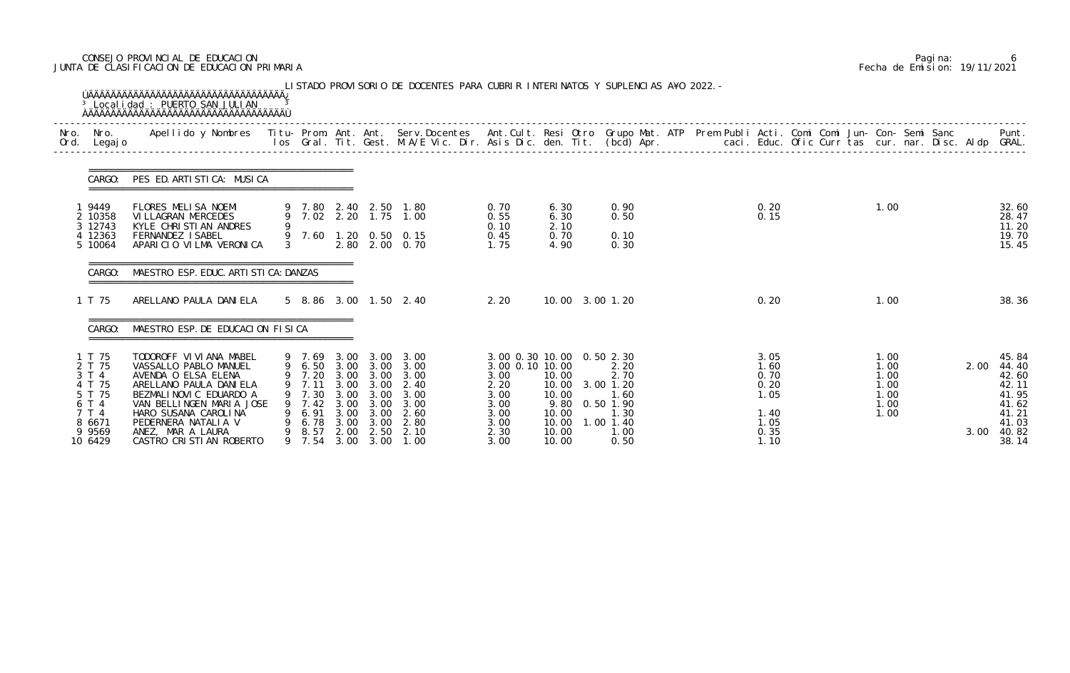CONSEJO PROVINCIAL DE EDUCACION
JUNTA DE CLASIFICACION DE EDUCACION PRIMARIA

Pagina: 6
Fecha de Emision: 19/11/2021

LISTADO PROVISORIO DE DOCENTES PARA CUBRIR INTERINATOS Y SUPLENCIAS AÑO 2022.-

Localidad : PUERTO SAN JULIAN

| Nro. Ord. | Nro. Legajo | Apellido y Nombres | Titu-los | Prom. Gral. | Ant. Tit. | Ant. Gest. | Serv.Docentes M.A/E Vic. Dir. | Ant.Cult. Asis Dic. | Resi den. | Otro Tit. | Grupo Mat. (bcd) | ATP Apr. | Prem | Publi caci. | Acti. Educ. | Comi Ofic | Comi Curr | Jun-tas | Con-cur. | Semi nar. | Sanc Disc. | Aldp | Punt. GRAL. |
|---|---|---|---|---|---|---|---|---|---|---|---|---|---|---|---|---|---|---|---|---|---|---|---|
| **CARGO: PES ED. ARTISTICA: MUSICA** | | | | | | | | | | | | | | | | | | | | | | | |
| 1 | 9449 | FLORES MELISA NOEMI | 9 | 7.80 | 2.40 | 2.50 | 1.80 | 0.70 | 6.30 | | 0.90 | | | | 0.20 | | | | 1.00 | | | | 32.60 |
| 2 | 10358 | VILLAGRAN MERCEDES | 9 | 7.02 | 2.20 | 1.75 | 1.00 | 0.55 | 6.30 | | 0.50 | | | | 0.15 | | | | | | | | 28.47 |
| 3 | 12743 | KYLE CHRISTIAN ANDRES | 9 | | | | | 0.10 | 2.10 | | | | | | | | | | | | | | 11.20 |
| 4 | 12363 | FERNANDEZ ISABEL | 9 | 7.60 | 1.20 | 0.50 | 0.15 | 0.45 | 0.70 | | 0.10 | | | | | | | | | | | | 19.70 |
| 5 | 10064 | APARICIO VILMA VERONICA | 3 | | 2.80 | 2.00 | 0.70 | 1.75 | 4.90 | | 0.30 | | | | | | | | | | | | 15.45 |
| **CARGO: MAESTRO ESP. EDUC. ARTISTICA: DANZAS** | | | | | | | | | | | | | | | | | | | | | | | |
| 1 | T 75 | ARELLANO PAULA DANIELA | 5 | 8.86 | 3.00 | 1.50 | 2.40 | 2.20 | 10.00 | 3.00 | 1.20 | | | | 0.20 | | | | 1.00 | | | | 38.36 |
| **CARGO: MAESTRO ESP. DE EDUCACION FISICA** | | | | | | | | | | | | | | | | | | | | | | | |
| 1 | T 75 | TODOROFF VIVIANA MABEL | 9 | 7.69 | 3.00 | 3.00 | 3.00 | 3.00 0.30 | 10.00 | 0.50 | 2.30 | | | | 3.05 | | | | 1.00 | | | | 45.84 |
| 2 | T 75 | VASSALLO PABLO MANUEL | 9 | 6.50 | 3.00 | 3.00 | 3.00 | 3.00 0.10 | 10.00 | | 2.20 | | | | 1.60 | | | | 1.00 | | | 2.00 | 44.40 |
| 3 | T 4 | AVENDA O ELSA ELENA | 9 | 7.20 | 3.00 | 3.00 | 3.00 | 3.00 | 10.00 | | 2.70 | | | | 0.70 | | | | 1.00 | | | | 42.60 |
| 4 | T 75 | ARELLANO PAULA DANIELA | 9 | 7.11 | 3.00 | 3.00 | 2.40 | 2.20 | 10.00 | 3.00 | 1.20 | | | | 0.20 | | | | 1.00 | | | | 42.11 |
| 5 | T 75 | BEZMALINOVIC EDUARDO A | 9 | 7.30 | 3.00 | 3.00 | 3.00 | 3.00 | 10.00 | | 1.60 | | | | 1.05 | | | | 1.00 | | | | 41.95 |
| 6 | T 4 | VAN BELLINGEN MARIA JOSE | 9 | 7.42 | 3.00 | 3.00 | 3.00 | 3.00 | 9.80 | 0.50 | 1.90 | | | | | | | | 1.00 | | | | 41.62 |
| 7 | T 4 | HARO SUSANA CAROLINA | 9 | 6.91 | 3.00 | 3.00 | 2.60 | 3.00 | 10.00 | | 1.30 | | | | 1.40 | | | | 1.00 | | | | 41.21 |
| 8 | 6671 | PEDERNERA NATALIA V | 9 | 6.78 | 3.00 | 3.00 | 2.80 | 3.00 | 10.00 | 1.00 | 1.40 | | | | 1.05 | | | | | | | | 41.03 |
| 9 | 9569 | ANEZ, MAR A LAURA | 9 | 8.57 | 2.00 | 2.50 | 2.10 | 2.30 | 10.00 | | 1.00 | | | | 0.35 | | | | | | | 3.00 | 40.82 |
| 10 | 6429 | CASTRO CRISTIAN ROBERTO | 9 | 7.54 | 3.00 | 3.00 | 1.00 | 3.00 | 10.00 | | 0.50 | | | | 1.10 | | | | | | | | 38.14 |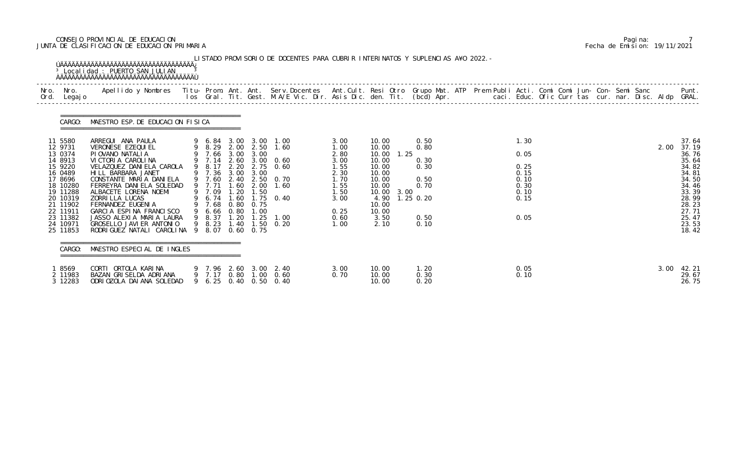CONSEJO PROVINCIAL DE EDUCACION
JUNTA DE CLASIFICACION DE EDUCACION PRIMARIA

Pagina: 7
Fecha de Emision: 19/11/2021

LISTADO PROVISORIO DE DOCENTES PARA CUBRIR INTERINATOS Y SUPLENCIAS A¥O 2022.-

Localidad : PUERTO SAN JULIAN

CARGO: MAESTRO ESP. DE EDUCACION FISICA

| Nro. Ord. | Nro. Legajo | Apellido y Nombres | Titu-los | Prom. Gral. | Ant. Tit. | Ant. Gest. | Serv. Docentes M.A/E Vic. Dir. | Ant. Cult. Asis Dic. | Resi den. | Otro Tit. | Grupo Mat. (bcd) | ATP Apr. | Prem Publi caci. | Acti. Educ. | Comi Ofic | Comi Curr | Jun-tas | Con-cur. | Semi nar. | Sanc Disc. | Aldp | Punt. GRAL. |
|---|---|---|---|---|---|---|---|---|---|---|---|---|---|---|---|---|---|---|---|---|---|---|
| 11 | 5580 | ARREGUI ANA PAULA | 9 | 6.84 | 3.00 | 3.00 | 1.00 | 3.00 | 10.00 | | 0.50 | | | 1.30 | | | | | | | | 37.64 |
| 12 | 9731 | VERONESE EZEQUIEL | 9 | 8.29 | 2.00 | 2.50 | 1.60 | 1.00 | 10.00 | | 0.80 | | | | | | | | | | 2.00 | 37.19 |
| 13 | 0374 | PIOVANO NATALIA | 9 | 7.66 | 3.00 | 3.00 | | 2.80 | 10.00 | 1.25 | | | | 0.05 | | | | | | | | 36.76 |
| 14 | 8913 | VICTORIA CAROLINA | 9 | 7.14 | 2.60 | 3.00 | 0.60 | 3.00 | 10.00 | | 0.30 | | | | | | | | | | | 35.64 |
| 15 | 9220 | VELAZQUEZ DANIELA CAROLA | 9 | 8.17 | 2.20 | 2.75 | 0.60 | 1.55 | 10.00 | | 0.30 | | | 0.25 | | | | | | | | 34.82 |
| 16 | 0489 | HILL BARBARA JANET | 9 | 7.36 | 3.00 | 3.00 | | 2.30 | 10.00 | | | | | 0.15 | | | | | | | | 34.81 |
| 17 | 8696 | CONSTANTE MARIA DANIELA | 9 | 7.60 | 2.40 | 2.50 | 0.70 | 1.70 | 10.00 | | 0.50 | | | 0.10 | | | | | | | | 34.50 |
| 18 | 10280 | FERREYRA DANIELA SOLEDAD | 9 | 7.71 | 1.60 | 2.00 | 1.60 | 1.55 | 10.00 | | 0.70 | | | 0.30 | | | | | | | | 34.46 |
| 19 | 11288 | ALBACETE LORENA NOEMI | 9 | 7.09 | 1.20 | 1.50 | | 1.50 | 10.00 | 3.00 | | | | 0.10 | | | | | | | | 33.39 |
| 20 | 10319 | ZORRILLA LUCAS | 9 | 6.74 | 1.60 | 1.75 | 0.40 | 3.00 | 4.90 | 1.25 | 0.20 | | | 0.15 | | | | | | | | 28.99 |
| 21 | 11902 | FERNANDEZ EUGENIA | 9 | 7.68 | 0.80 | 0.75 | | | 10.00 | | | | | | | | | | | | | 28.23 |
| 22 | 11911 | GARCIA ESPINA FRANCISCO | 9 | 6.66 | 0.80 | 1.00 | | 0.25 | 10.00 | | | | | | | | | | | | | 27.71 |
| 23 | 11382 | JASSO ALEXIA MARIA LAURA | 9 | 8.37 | 1.20 | 1.25 | 1.00 | 0.60 | 3.50 | | 0.50 | | | 0.05 | | | | | | | | 25.47 |
| 24 | 10971 | GROSELLO JAVIER ANTONIO | 9 | 8.23 | 1.40 | 1.50 | 0.20 | 1.00 | 2.10 | | 0.10 | | | | | | | | | | | 23.53 |
| 25 | 11853 | RODRIGUEZ NATALI CAROLINA | 9 | 8.07 | 0.60 | 0.75 | | | | | | | | | | | | | | | | 18.42 |

CARGO: MAESTRO ESPECIAL DE INGLES

| Nro. Ord. | Nro. Legajo | Apellido y Nombres | Titu-los | Prom. Gral. | Ant. Tit. | Ant. Gest. | Serv. Docentes M.A/E Vic. Dir. | Ant. Cult. Asis Dic. | Resi den. | Otro Tit. | Grupo Mat. (bcd) | ATP Apr. | Prem Publi caci. | Acti. Educ. | Comi Ofic | Comi Curr | Jun-tas | Con-cur. | Semi nar. | Sanc Disc. | Aldp | Punt. GRAL. |
|---|---|---|---|---|---|---|---|---|---|---|---|---|---|---|---|---|---|---|---|---|---|---|
| 1 | 8569 | CORTI ORTOLA KARINA | 9 | 7.96 | 2.60 | 3.00 | 2.40 | 3.00 | 10.00 | | 1.20 | | | 0.05 | | | | | | | 3.00 | 42.21 |
| 2 | 11983 | BAZAN GRISELDA ADRIANA | 9 | 7.17 | 0.80 | 1.00 | 0.60 | 0.70 | 10.00 | | 0.30 | | | 0.10 | | | | | | | | 29.67 |
| 3 | 12283 | ODRIOZOLA DAIANA SOLEDAD | 9 | 6.25 | 0.40 | 0.50 | 0.40 | | 10.00 | | 0.20 | | | | | | | | | | | 26.75 |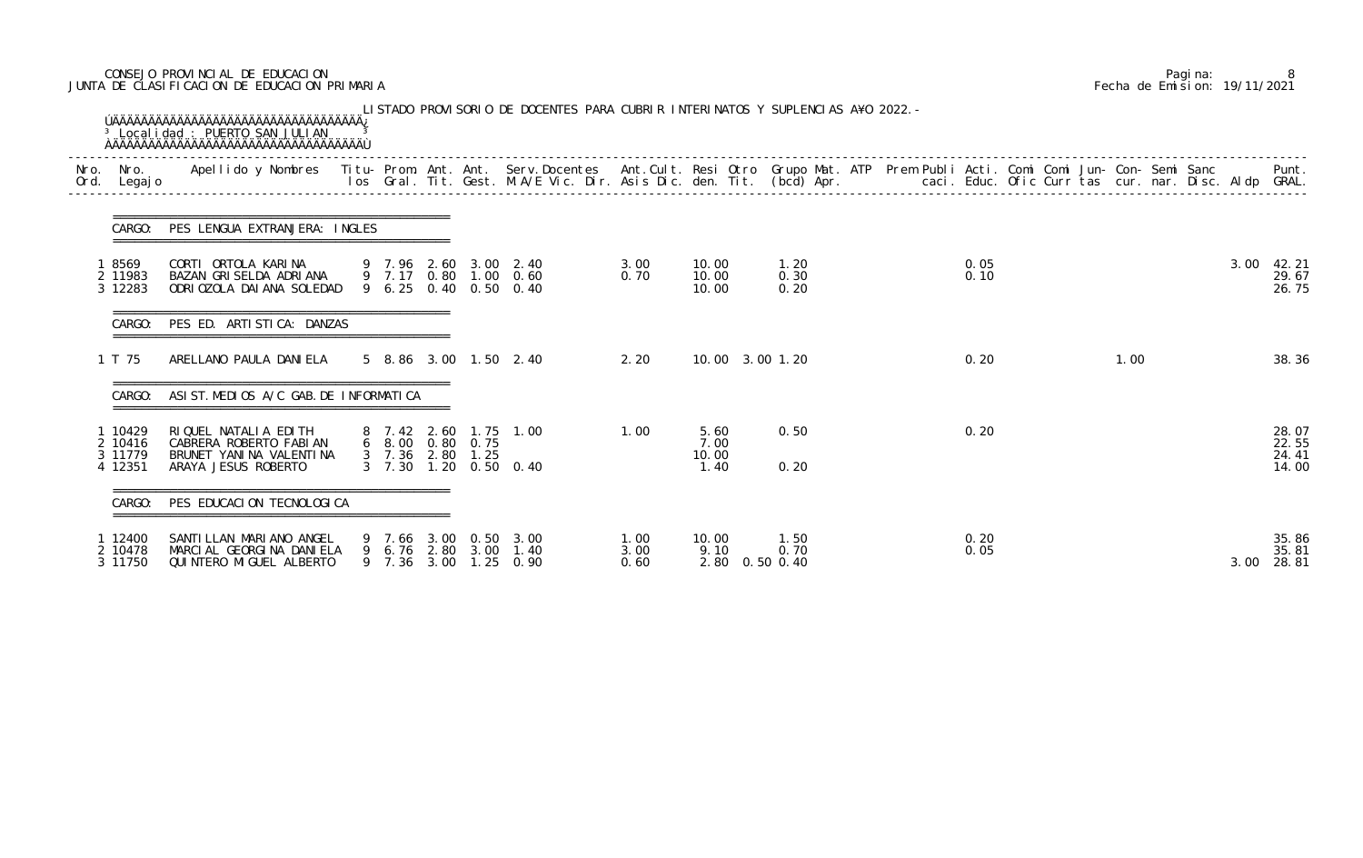CONSEJO PROVINCIAL DE EDUCACION
JUNTA DE CLASIFICACION DE EDUCACION PRIMARIA

Pagina: 8
Fecha de Emision: 19/11/2021

LISTADO PROVISORIO DE DOCENTES PARA CUBRIR INTERINATOS Y SUPLENCIAS A¥O 2022.-

Localidad : PUERTO SAN JULIAN

| Nro. Ord. | Nro. Legajo | Apellido y Nombres | Titu-los | Prom. Gral. | Ant. Tit. | Ant. Gest. | Serv.Docentes M.A/E Vic. Dir. | Ant.Cult. Asis Dic. | Resi den. | Otro Tit. | Grupo Mat. (bcd) | ATP Apr. | Prem Publi caci. | Acti. Educ. | Comi Ofic | Comi Curr | Jun- tas | Con- cur. | Semi nar. | Sanc Disc. | Aldp | Punt. GRAL. |
|---|---|---|---|---|---|---|---|---|---|---|---|---|---|---|---|---|---|---|---|---|---|---|
| **CARGO: PES LENGUA EXTRANJERA: INGLES** | | | | | | | | | | | | | | | | | | | | | | |
| 1 | 8569 | CORTI ORTOLA KARINA | 9 | 7.96 | 2.60 | 3.00 | 2.40 | 3.00 | 10.00 | | 1.20 | | | 0.05 | | | | | | | 3.00 | 42.21 |
| 2 | 11983 | BAZAN GRISELDA ADRIANA | 9 | 7.17 | 0.80 | 1.00 | 0.60 | 0.70 | 10.00 | | 0.30 | | | 0.10 | | | | | | | | 29.67 |
| 3 | 12283 | ODRIOZOLA DAIANA SOLEDAD | 9 | 6.25 | 0.40 | 0.50 | 0.40 | | 10.00 | | 0.20 | | | | | | | | | | | 26.75 |
| **CARGO: PES ED. ARTISTICA: DANZAS** | | | | | | | | | | | | | | | | | | | | | | |
| 1 | T 75 | ARELLANO PAULA DANIELA | 5 | 8.86 | 3.00 | 1.50 | 2.40 | 2.20 | 10.00 | 3.00 | 1.20 | | | 0.20 | | | | 1.00 | | | | 38.36 |
| **CARGO: ASIST.MEDIOS A/C GAB.DE INFORMATICA** | | | | | | | | | | | | | | | | | | | | | | |
| 1 | 10429 | RIQUEL NATALIA EDITH | 8 | 7.42 | 2.60 | 1.75 | 1.00 | 1.00 | 5.60 | | 0.50 | | | 0.20 | | | | | | | | 28.07 |
| 2 | 10416 | CABRERA ROBERTO FABIAN | 6 | 8.00 | 0.80 | 0.75 | | | 7.00 | | | | | | | | | | | | | 22.55 |
| 3 | 11779 | BRUNET YANINA VALENTINA | 3 | 7.36 | 2.80 | 1.25 | | | 10.00 | | | | | | | | | | | | | 24.41 |
| 4 | 12351 | ARAYA JESUS ROBERTO | 3 | 7.30 | 1.20 | 0.50 | 0.40 | | 1.40 | | 0.20 | | | | | | | | | | | 14.00 |
| **CARGO: PES EDUCACION TECNOLOGICA** | | | | | | | | | | | | | | | | | | | | | | |
| 1 | 12400 | SANTILLAN MARIANO ANGEL | 9 | 7.66 | 3.00 | 0.50 | 3.00 | 1.00 | 10.00 | | 1.50 | | | 0.20 | | | | | | | | 35.86 |
| 2 | 10478 | MARCIAL GEORGINA DANIELA | 9 | 6.76 | 2.80 | 3.00 | 1.40 | 3.00 | 9.10 | | 0.70 | | | 0.05 | | | | | | | | 35.81 |
| 3 | 11750 | QUINTERO MIGUEL ALBERTO | 9 | 7.36 | 3.00 | 1.25 | 0.90 | 0.60 | 2.80 | 0.50 | 0.40 | | | | | | | | | | 3.00 | 28.81 |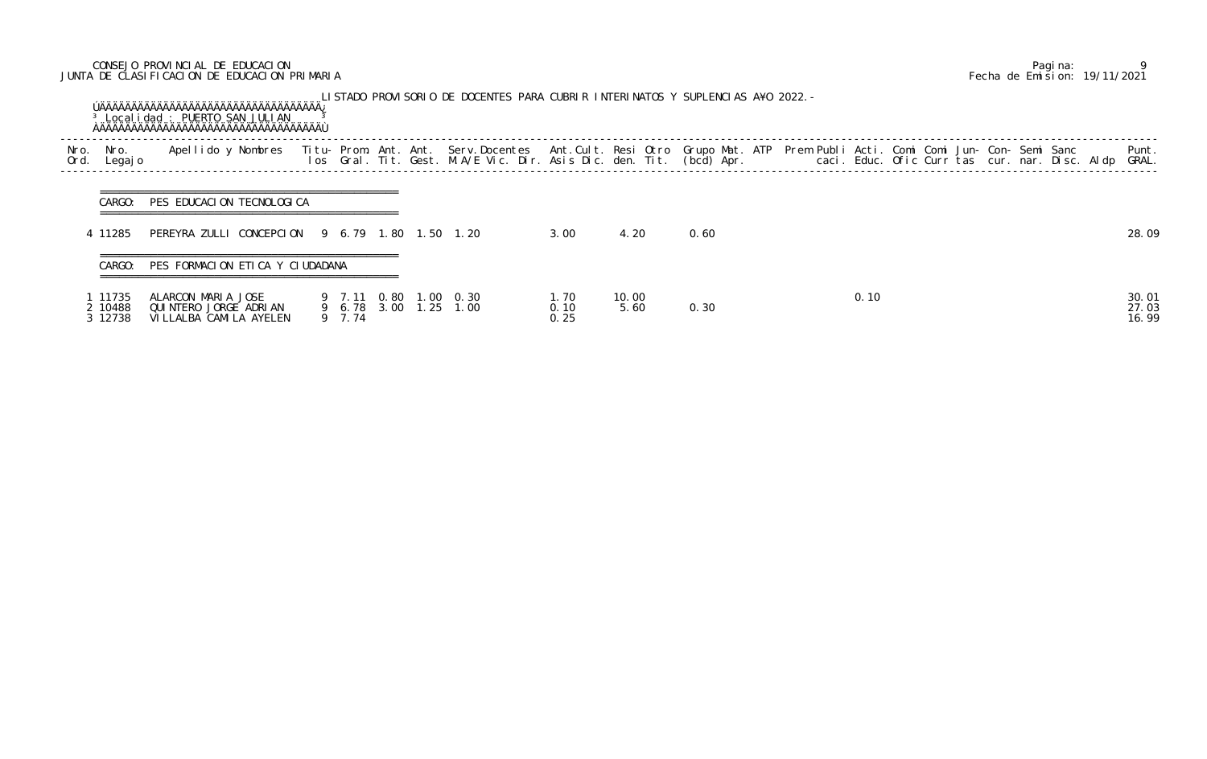CONSEJO PROVINCIAL DE EDUCACION
JUNTA DE CLASIFICACION DE EDUCACION PRIMARIA

Pagina: 9
Fecha de Emision: 19/11/2021

LISTADO PROVISORIO DE DOCENTES PARA CUBRIR INTERINATOS Y SUPLENCIAS A¥O 2022.-

Localidad : PUERTO SAN JULIAN

| Nro. Ord. | Nro. Legajo | Apellido y Nombres | Titu-los | Prom. Gral. | Ant. Tit. | Ant. Gest. | Serv. Docentes M.A/E Vic. Dir. | Ant. Cult. Asis Dic. | Resi den. | Otro Tit. | Grupo (bcd) | Mat. Apr. | ATP | Prem | Publi caci. | Acti. Educ. | Comi Ofic | Comi Curr | Jun-tas | Con- cur. | Semi nar. | Sanc Disc. | Aldp | Punt. GRAL. |
|---|---|---|---|---|---|---|---|---|---|---|---|---|---|---|---|---|---|---|---|---|---|---|---|---|
| **CARGO: PES EDUCACION TECNOLOGICA** | | | | | | | | | | | | | | | | | | | | | | | | |
| 4 | 11285 | PEREYRA ZULLI CONCEPCION | 9 | 6.79 | 1.80 | 1.50 | 1.20 | 3.00 | 4.20 | 0.60 | | | | | | | | | | | | | | 28.09 |
| **CARGO: PES FORMACION ETICA Y CIUDADANA** | | | | | | | | | | | | | | | | | | | | | | | | |
| 1 | 11735 | ALARCON MARIA JOSE | 9 | 7.11 | 0.80 | 1.00 | 0.30 | 1.70 | 10.00 | | | | | | | 0.10 | | | | | | | | 30.01 |
| 2 | 10488 | QUINTERO JORGE ADRIAN | 9 | 6.78 | 3.00 | 1.25 | 1.00 | 0.10 | 5.60 | 0.30 | | | | | | | | | | | | | | 27.03 |
| 3 | 12738 | VILLALBA CAMILA AYELEN | 9 | 7.74 | | | | 0.25 | | | | | | | | | | | | | | | | 16.99 |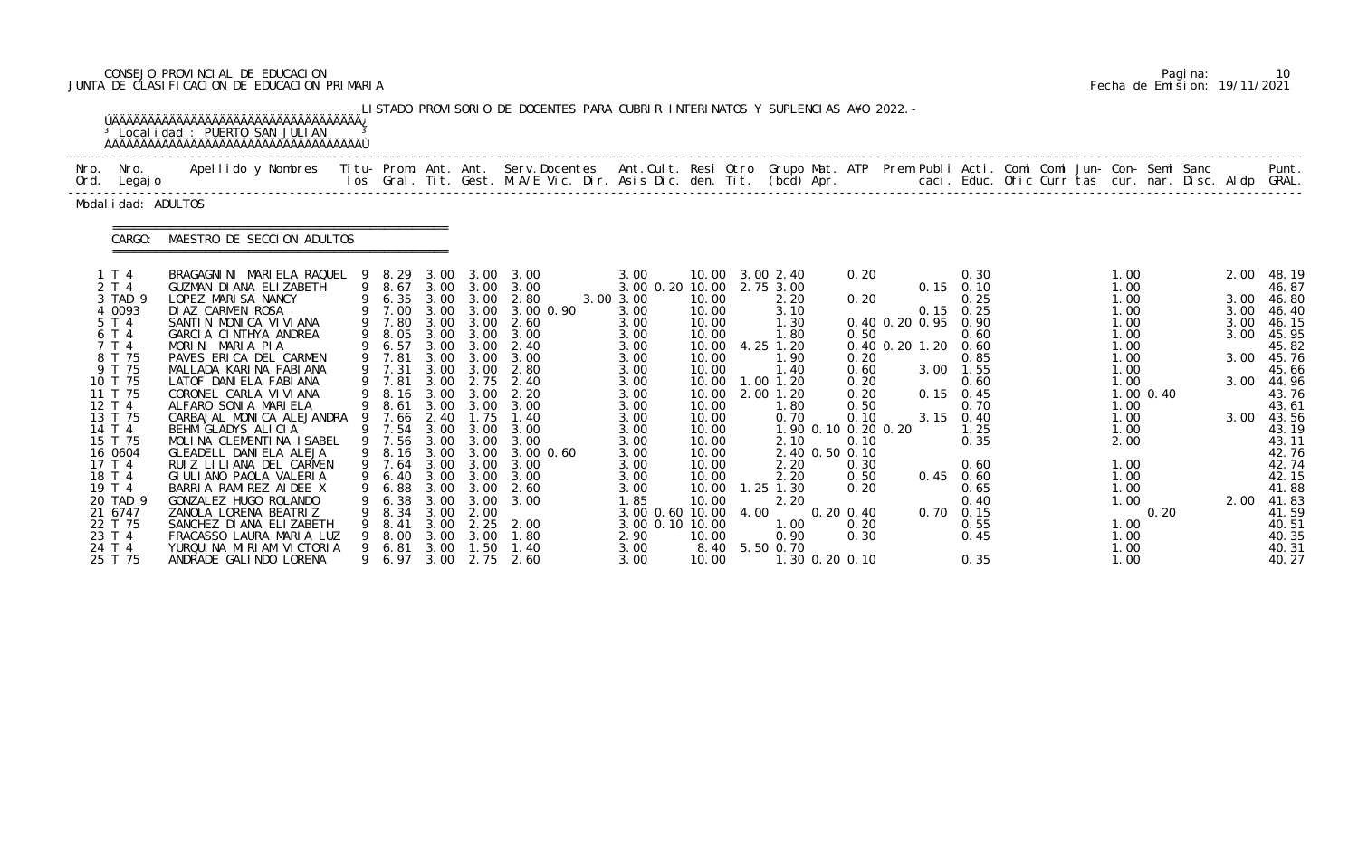CONSEJO PROVINCIAL DE EDUCACION
JUNTA DE CLASIFICACION DE EDUCACION PRIMARIA

Fecha de Emision: 19/11/2021

LISTADO PROVISORIO DE DOCENTES PARA CUBRIR INTERINATOS Y SUPLENCIAS A¥O 2022.-

Localidad : PUERTO SAN JULIAN

Modalidad: ADULTOS

CARGO: MAESTRO DE SECCION ADULTOS

| Nro. Ord. | Nro. Legajo | Apellido y Nombres | Titu-los | Prom. Gral. | Ant. Tit. | Ant. Gest. | Serv.Docentes M.A/E Vic. Dir. | Ant.Cult. Asis Dic. | Resi den. | Otro Tit. | Grupo Mat. (bcd) | ATP Apr. | Prem | Publi caci. | Acti. Educ. | Comi Ofic | Comi Curr | Jun-tas | Con-cur. | Semi nar. | Sanc Disc. | Aldp | Punt. GRAL. |
|---|---|---|---|---|---|---|---|---|---|---|---|---|---|---|---|---|---|---|---|---|---|---|---|
| 1 | T 4 | BRAGAGNINI MARIELA RAQUEL | 9 | 8.29 | 3.00 | 3.00 | 3.00 | 3.00 | 10.00 | 3.00 | 2.40 | | 0.20 | | 0.30 | | | | 1.00 | | | 2.00 | 48.19 |
| 2 | T 4 | GUZMAN DIANA ELIZABETH | 9 | 8.67 | 3.00 | 3.00 | 3.00 | 3.00 0.20 | 10.00 | 2.75 | 3.00 | | | 0.15 | 0.10 | | | | 1.00 | | | | 46.87 |
| 3 | TAD 9 | LOPEZ MARISA NANCY | 9 | 6.35 | 3.00 | 3.00 | 2.80 3.00 | 3.00 | 10.00 | | 2.20 | | 0.20 | | 0.25 | | | | 1.00 | | | 3.00 | 46.80 |
| 4 | 0093 | DIAZ CARMEN ROSA | 9 | 7.00 | 3.00 | 3.00 | 3.00 0.90 | 3.00 | 10.00 | | 3.10 | | | 0.15 | 0.25 | | | | 1.00 | | | 3.00 | 46.40 |
| 5 | T 4 | SANTIN MONICA VIVIANA | 9 | 7.80 | 3.00 | 3.00 | 2.60 | 3.00 | 10.00 | | 1.30 | | 0.40 0.20 | 0.95 | 0.90 | | | | 1.00 | | | 3.00 | 46.15 |
| 6 | T 4 | GARCIA CINTHYA ANDREA | 9 | 8.05 | 3.00 | 3.00 | 3.00 | 3.00 | 10.00 | | 1.80 | | 0.50 | | 0.60 | | | | 1.00 | | | 3.00 | 45.95 |
| 7 | T 4 | MORINI MARIA PIA | 9 | 6.57 | 3.00 | 3.00 | 2.40 | 3.00 | 10.00 | 4.25 | 1.20 | | 0.40 0.20 | 1.20 | 0.60 | | | | 1.00 | | | | 45.82 |
| 8 | T 75 | PAVES ERICA DEL CARMEN | 9 | 7.81 | 3.00 | 3.00 | 3.00 | 3.00 | 10.00 | | 1.90 | | 0.20 | | 0.85 | | | | 1.00 | | | 3.00 | 45.76 |
| 9 | T 75 | MALLADA KARINA FABIANA | 9 | 7.31 | 3.00 | 3.00 | 2.80 | 3.00 | 10.00 | | 1.40 | | 0.60 | 3.00 | 1.55 | | | | 1.00 | | | | 45.66 |
| 10 | T 75 | LATOF DANIELA FABIANA | 9 | 7.81 | 3.00 | 2.75 | 2.40 | 3.00 | 10.00 | 1.00 | 1.20 | | 0.20 | | 0.60 | | | | 1.00 | | | 3.00 | 44.96 |
| 11 | T 75 | CORONEL CARLA VIVIANA | 9 | 8.16 | 3.00 | 3.00 | 2.20 | 3.00 | 10.00 | 2.00 | 1.20 | | 0.20 | 0.15 | 0.45 | | | | 1.00 | 0.40 | | | 43.76 |
| 12 | T 4 | ALFARO SONIA MARIELA | 9 | 8.61 | 3.00 | 3.00 | 3.00 | 3.00 | 10.00 | | 1.80 | | 0.50 | | 0.70 | | | | 1.00 | | | | 43.61 |
| 13 | T 75 | CARBAJAL MONICA ALEJANDRA | 9 | 7.66 | 2.40 | 1.75 | 1.40 | 3.00 | 10.00 | | 0.70 | | 0.10 | 3.15 | 0.40 | | | | 1.00 | | | 3.00 | 43.56 |
| 14 | T 4 | BEHM GLADYS ALICIA | 9 | 7.54 | 3.00 | 3.00 | 3.00 | 3.00 | 10.00 | | 1.90 | 0.10 | 0.20 0.20 | | 1.25 | | | | 1.00 | | | | 43.19 |
| 15 | T 75 | MOLINA CLEMENTINA ISABEL | 9 | 7.56 | 3.00 | 3.00 | 3.00 | 3.00 | 10.00 | | 2.10 | | 0.10 | | 0.35 | | | | 2.00 | | | | 43.11 |
| 16 | 0604 | GLEADELL DANIELA ALEJA | 9 | 8.16 | 3.00 | 3.00 | 3.00 0.60 | 3.00 | 10.00 | | 2.40 | 0.50 | 0.10 | | | | | | | | | | 42.76 |
| 17 | T 4 | RUIZ LILIANA DEL CARMEN | 9 | 7.64 | 3.00 | 3.00 | 3.00 | 3.00 | 10.00 | | 2.20 | | 0.30 | | 0.60 | | | | 1.00 | | | | 42.74 |
| 18 | T 4 | GIULIANO PAOLA VALERIA | 9 | 6.40 | 3.00 | 3.00 | 3.00 | 3.00 | 10.00 | | 2.20 | | 0.50 | 0.45 | 0.60 | | | | 1.00 | | | | 42.15 |
| 19 | T 4 | BARRIA RAMIREZ AIDEE X | 9 | 6.88 | 3.00 | 3.00 | 2.60 | 3.00 | 10.00 | 1.25 | 1.30 | | 0.20 | | 0.65 | | | | 1.00 | | | | 41.88 |
| 20 | TAD 9 | GONZALEZ HUGO ROLANDO | 9 | 6.38 | 3.00 | 3.00 | 3.00 | 1.85 | 10.00 | | 2.20 | | | | 0.40 | | | | 1.00 | | | 2.00 | 41.83 |
| 21 | 6747 | ZANOLA LORENA BEATRIZ | 9 | 8.34 | 3.00 | 2.00 | | 3.00 0.60 | 10.00 | 4.00 | | 0.20 | 0.40 | 0.70 | 0.15 | | | | | 0.20 | | | 41.59 |
| 22 | T 75 | SANCHEZ DIANA ELIZABETH | 9 | 8.41 | 3.00 | 2.25 | 2.00 | 3.00 0.10 | 10.00 | | 1.00 | | 0.20 | | 0.55 | | | | 1.00 | | | | 40.51 |
| 23 | T 4 | FRACASSO LAURA MARIA LUZ | 9 | 8.00 | 3.00 | 3.00 | 1.80 | 2.90 | 10.00 | | 0.90 | | 0.30 | | 0.45 | | | | 1.00 | | | | 40.35 |
| 24 | T 4 | YURQUINA MIRIAM VICTORIA | 9 | 6.81 | 3.00 | 1.50 | 1.40 | 3.00 | 8.40 | 5.50 | 0.70 | | | | | | | | 1.00 | | | | 40.31 |
| 25 | T 75 | ANDRADE GALINDO LORENA | 9 | 6.97 | 3.00 | 2.75 | 2.60 | 3.00 | 10.00 | | 1.30 | 0.20 | 0.10 | | 0.35 | | | | 1.00 | | | | 40.27 |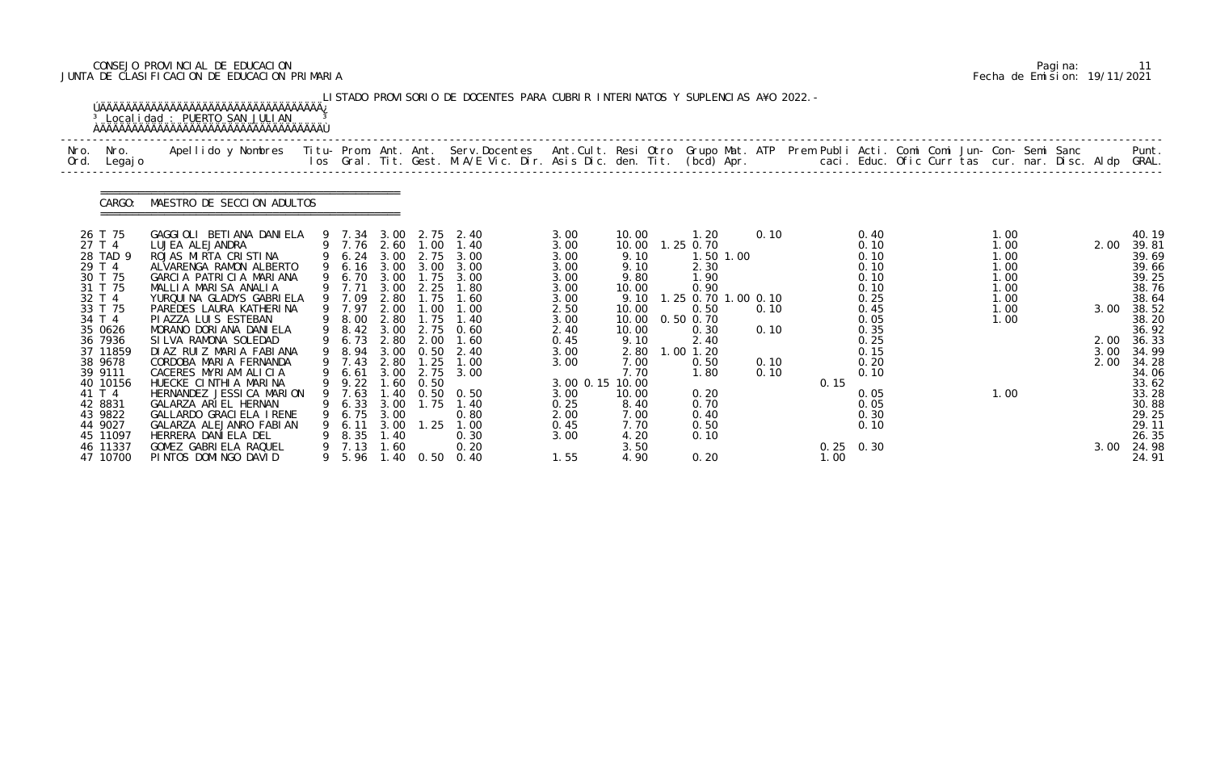CONSEJO PROVINCIAL DE EDUCACION
JUNTA DE CLASIFICACION DE EDUCACION PRIMARIA

Pagina: 11
Fecha de Emision: 19/11/2021

LISTADO PROVISORIO DE DOCENTES PARA CUBRIR INTERINATOS Y SUPLENCIAS A¥O 2022.-

Localidad : PUERTO SAN JULIAN

CARGO: MAESTRO DE SECCION ADULTOS

| Nro. Ord. | Nro. Legajo | Apellido y Nombres | Titu-los | Prom. Gral. | Ant. Tit. | Ant. Gest. | Serv.Docentes M.A/E Vic. Dir. | Ant.Cult. Asis Dic. | Resi den. | Otro Tit. | Grupo Mat. (bcd) | ATP Apr. | Prem | Publi caci. | Acti. Educ. | Comi Ofic | Comi Curr | Jun- tas | Con- cur. | Semi nar. | Sanc Disc. | Aldp | Punt. GRAL. |
|---|---|---|---|---|---|---|---|---|---|---|---|---|---|---|---|---|---|---|---|---|---|---|---|
| 26 | T 75 | GAGGIOLI BETIANA DANIELA | 9 | 7.34 | 3.00 | 2.75 | 2.40 | 3.00 | 10.00 | | 1.20 | 0.10 | | | 0.40 | | | | 1.00 | | | | 40.19 |
| 27 | T 4 | LUJEA ALEJANDRA | 9 | 7.76 | 2.60 | 1.00 | 1.40 | 3.00 | 10.00 | 1.25 | 0.70 | | | | 0.10 | | | | 1.00 | | | 2.00 | 39.81 |
| 28 | TAD 9 | ROJAS MIRTA CRISTINA | 9 | 6.24 | 3.00 | 2.75 | 3.00 | 3.00 | 9.10 | | 1.50 | 1.00 | | | 0.10 | | | | 1.00 | | | | 39.69 |
| 29 | T 4 | ALVARENGA RAMON ALBERTO | 9 | 6.16 | 3.00 | 3.00 | 3.00 | 3.00 | 9.10 | | 2.30 | | | | 0.10 | | | | 1.00 | | | | 39.66 |
| 30 | T 75 | GARCIA PATRICIA MARIANA | 9 | 6.70 | 3.00 | 1.75 | 3.00 | 3.00 | 9.80 | | 1.90 | | | | 0.10 | | | | 1.00 | | | | 39.25 |
| 31 | T 75 | MALLIA MARISA ANALIA | 9 | 7.71 | 3.00 | 2.25 | 1.80 | 3.00 | 10.00 | | 0.90 | | | | 0.10 | | | | 1.00 | | | | 38.76 |
| 32 | T 4 | YURQUINA GLADYS GABRIELA | 9 | 7.09 | 2.80 | 1.75 | 1.60 | 3.00 | 9.10 | 1.25 | 0.70 | 1.00 0.10 | | | 0.25 | | | | 1.00 | | | | 38.64 |
| 33 | T 75 | PAREDES LAURA KATHERINA | 9 | 7.97 | 2.00 | 1.00 | 1.00 | 2.50 | 10.00 | | 0.50 | 0.10 | | | 0.45 | | | | 1.00 | | | 3.00 | 38.52 |
| 34 | T 4 | PIAZZA LUIS ESTEBAN | 9 | 8.00 | 2.80 | 1.75 | 1.40 | 3.00 | 10.00 | 0.50 | 0.70 | | | | 0.05 | | | | 1.00 | | | | 38.20 |
| 35 | 0626 | MORANO DORIANA DANIELA | 9 | 8.42 | 3.00 | 2.75 | 0.60 | 2.40 | 10.00 | | 0.30 | 0.10 | | | 0.35 | | | | | | | | 36.92 |
| 36 | 7936 | SILVA RAMONA SOLEDAD | 9 | 6.73 | 2.80 | 2.00 | 1.60 | 0.45 | 9.10 | | 2.40 | | | | 0.25 | | | | | | | 2.00 | 36.33 |
| 37 | 11859 | DIAZ RUIZ MARIA FABIANA | 9 | 8.94 | 3.00 | 0.50 | 2.40 | 3.00 | 2.80 | 1.00 | 1.20 | | | | 0.15 | | | | | | | 3.00 | 34.99 |
| 38 | 9678 | CORDOBA MARIA FERNANDA | 9 | 7.43 | 2.80 | 1.25 | 1.00 | 3.00 | 7.00 | | 0.50 | 0.10 | | | 0.20 | | | | | | | 2.00 | 34.28 |
| 39 | 9111 | CACERES MYRIAM ALICIA | 9 | 6.61 | 3.00 | 2.75 | 3.00 | | 7.70 | | 1.80 | 0.10 | | | 0.10 | | | | | | | | 34.06 |
| 40 | 10156 | HUECKE CINTHIA MARINA | 9 | 9.22 | 1.60 | 0.50 | | 3.00 0.15 | 10.00 | | | | 0.15 | | | | | | | | | | 33.62 |
| 41 | T 4 | HERNANDEZ JESSICA MARION | 9 | 7.63 | 1.40 | 0.50 | 0.50 | 3.00 | 10.00 | | 0.20 | | | | 0.05 | | | | 1.00 | | | | 33.28 |
| 42 | 8831 | GALARZA ARIEL HERNAN | 9 | 6.33 | 3.00 | 1.75 | 1.40 | 0.25 | 8.40 | | 0.70 | | | | 0.05 | | | | | | | | 30.88 |
| 43 | 9822 | GALLARDO GRACIELA IRENE | 9 | 6.75 | 3.00 | | 0.80 | 2.00 | 7.00 | | 0.40 | | | | 0.30 | | | | | | | | 29.25 |
| 44 | 9027 | GALARZA ALEJANRO FABIAN | 9 | 6.11 | 3.00 | 1.25 | 1.00 | 0.45 | 7.70 | | 0.50 | | | | 0.10 | | | | | | | | 29.11 |
| 45 | 11097 | HERRERA DANIELA DEL | 9 | 8.35 | 1.40 | | 0.30 | 3.00 | 4.20 | | 0.10 | | | | | | | | | | | | 26.35 |
| 46 | 11337 | GOMEZ GABRIELA RAQUEL | 9 | 7.13 | 1.60 | | 0.20 | | 3.50 | | | | 0.25 | | 0.30 | | | | | | | 3.00 | 24.98 |
| 47 | 10700 | PINTOS DOMINGO DAVID | 9 | 5.96 | 1.40 | 0.50 | 0.40 | 1.55 | 4.90 | | 0.20 | | 1.00 | | | | | | | | | | 24.91 |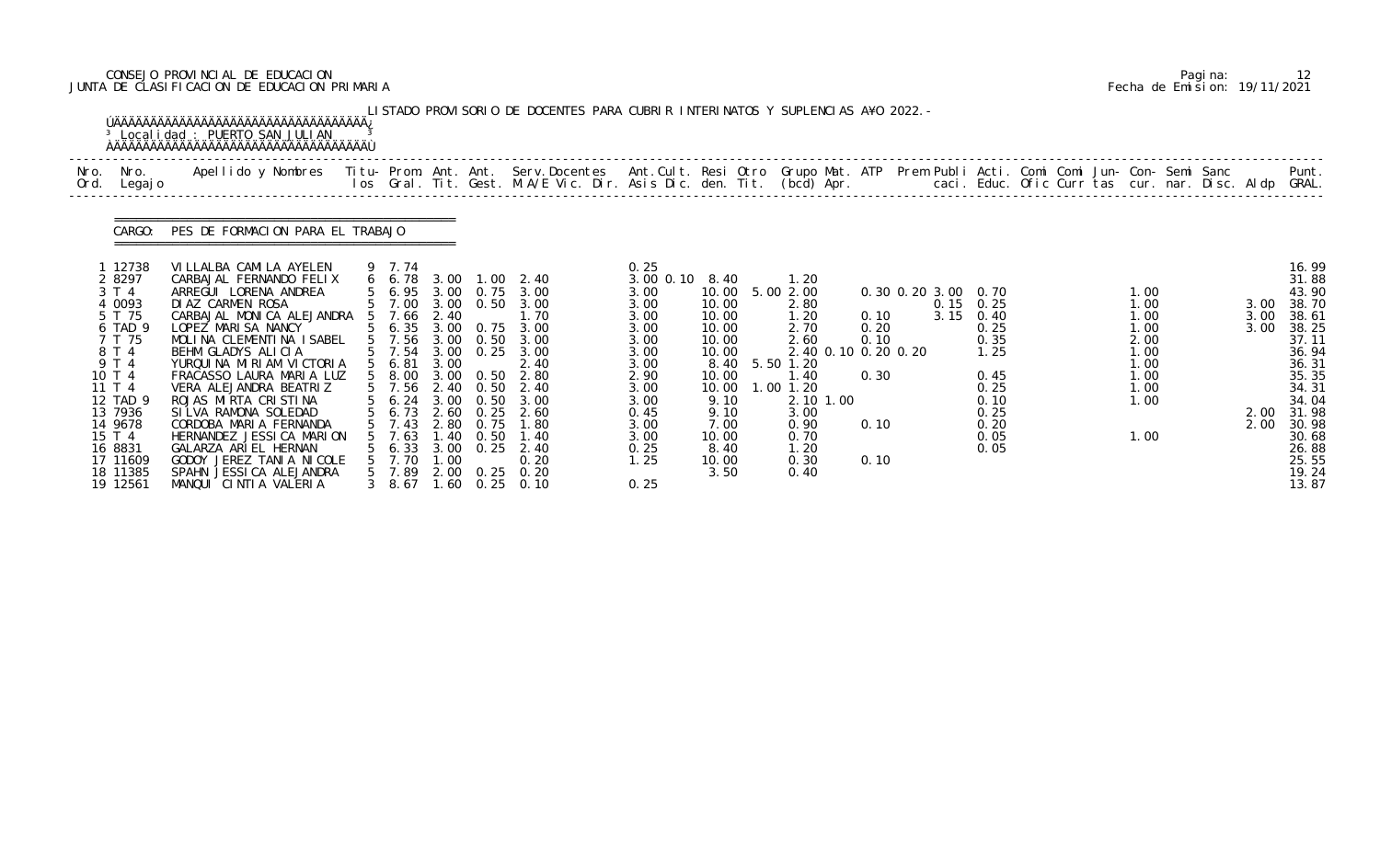CONSEJO PROVINCIAL DE EDUCACION
JUNTA DE CLASIFICACION DE EDUCACION PRIMARIA

Pagina: 12
Fecha de Emision: 19/11/2021

LISTADO PROVISORIO DE DOCENTES PARA CUBRIR INTERINATOS Y SUPLENCIAS A¥O 2022.-

Localidad : PUERTO SAN JULIAN

CARGO: PES DE FORMACION PARA EL TRABAJO

| Nro. Ord. | Nro. Legajo | Apellido y Nombres | Titu- los | Prom. Gral. | Ant. Tit. | Ant. Gest. | Serv.Docentes M.A/E Vic. Dir. | Ant.Cult. Asis Dic. | Resi den. | Otro Tit. | Grupo Mat. (bcd) | ATP Apr. | Prem | Publi caci. | Acti. Educ. | Comi Ofic | Comi Curr | Jun- tas | Con- cur. | Semi nar. | Sanc Disc. | Aldp | Punt. GRAL. |
|---|---|---|---|---|---|---|---|---|---|---|---|---|---|---|---|---|---|---|---|---|---|---|---|
| 1 | 12738 | VILLALBA CAMILA AYELEN | 9 | 7.74 | | | | 0.25 | | | | | | | | | | | | | | | 16.99 |
| 2 | 8297 | CARBAJAL FERNANDO FELIX | 6 | 6.78 | 3.00 | 1.00 | 2.40 | 3.00 0.10 | 8.40 | | 1.20 | | | | | | | | | | | | 31.88 |
| 3 | T 4 | ARREGUI LORENA ANDREA | 5 | 6.95 | 3.00 | 0.75 | 3.00 | 3.00 | 10.00 | 5.00 | 2.00 | 0.30 0.20 | 3.00 | | 0.70 | | | | 1.00 | | | | 43.90 |
| 4 | 0093 | DIAZ CARMEN ROSA | 5 | 7.00 | 3.00 | 0.50 | 3.00 | 3.00 | 10.00 | | 2.80 | | | 0.15 | 0.25 | | | | 1.00 | | | 3.00 | 38.70 |
| 5 | T 75 | CARBAJAL MONICA ALEJANDRA | 5 | 7.66 | 2.40 | | 1.70 | 3.00 | 10.00 | | 1.20 | 0.10 | | 3.15 | 0.40 | | | | 1.00 | | | 3.00 | 38.61 |
| 6 | TAD 9 | LOPEZ MARISA NANCY | 5 | 6.35 | 3.00 | 0.75 | 3.00 | 3.00 | 10.00 | | 2.70 | 0.20 | | | 0.25 | | | | 1.00 | | | 3.00 | 38.25 |
| 7 | T 75 | MOLINA CLEMENTINA ISABEL | 5 | 7.56 | 3.00 | 0.50 | 3.00 | 3.00 | 10.00 | | 2.60 | 0.10 | | | 0.35 | | | | 2.00 | | | | 37.11 |
| 8 | T 4 | BEHM GLADYS ALICIA | 5 | 7.54 | 3.00 | 0.25 | 3.00 | 3.00 | 10.00 | | 2.40 | 0.10 0.20 | 0.20 | | 1.25 | | | | 1.00 | | | | 36.94 |
| 9 | T 4 | YURQUINA MIRIAM VICTORIA | 5 | 6.81 | 3.00 | | 2.40 | 3.00 | 8.40 | 5.50 | 1.20 | | | | | | | | 1.00 | | | | 36.31 |
| 10 | T 4 | FRACASSO LAURA MARIA LUZ | 5 | 8.00 | 3.00 | 0.50 | 2.80 | 2.90 | 10.00 | | 1.40 | 0.30 | | | 0.45 | | | | 1.00 | | | | 35.35 |
| 11 | T 4 | VERA ALEJANDRA BEATRIZ | 5 | 7.56 | 2.40 | 0.50 | 2.40 | 3.00 | 10.00 | 1.00 | 1.20 | | | | 0.25 | | | | 1.00 | | | | 34.31 |
| 12 | TAD 9 | ROJAS MIRTA CRISTINA | 5 | 6.24 | 3.00 | 0.50 | 3.00 | 3.00 | 9.10 | | 2.10 | 1.00 | | | 0.10 | | | | 1.00 | | | | 34.04 |
| 13 | 7936 | SILVA RAMONA SOLEDAD | 5 | 6.73 | 2.60 | 0.25 | 2.60 | 0.45 | 9.10 | | 3.00 | | | | 0.25 | | | | | | | 2.00 | 31.98 |
| 14 | 9678 | CORDOBA MARIA FERNANDA | 5 | 7.43 | 2.80 | 0.75 | 1.80 | 3.00 | 7.00 | | 0.90 | 0.10 | | | 0.20 | | | | | | | 2.00 | 30.98 |
| 15 | T 4 | HERNANDEZ JESSICA MARION | 5 | 7.63 | 1.40 | 0.50 | 1.40 | 3.00 | 10.00 | | 0.70 | | | | 0.05 | | | | 1.00 | | | | 30.68 |
| 16 | 8831 | GALARZA ARIEL HERNAN | 5 | 6.33 | 3.00 | 0.25 | 2.40 | 0.25 | 8.40 | | 1.20 | | | | 0.05 | | | | | | | | 26.88 |
| 17 | 11609 | GODOY JEREZ TANIA NICOLE | 5 | 7.70 | 1.00 | | 0.20 | 1.25 | 10.00 | | 0.30 | 0.10 | | | | | | | | | | | 25.55 |
| 18 | 11385 | SPAHN JESSICA ALEJANDRA | 5 | 7.89 | 2.00 | 0.25 | 0.20 | | 3.50 | | 0.40 | | | | | | | | | | | | 19.24 |
| 19 | 12561 | MANQUI CINTIA VALERIA | 3 | 8.67 | 1.60 | 0.25 | 0.10 | 0.25 | | | | | | | | | | | | | | | 13.87 |